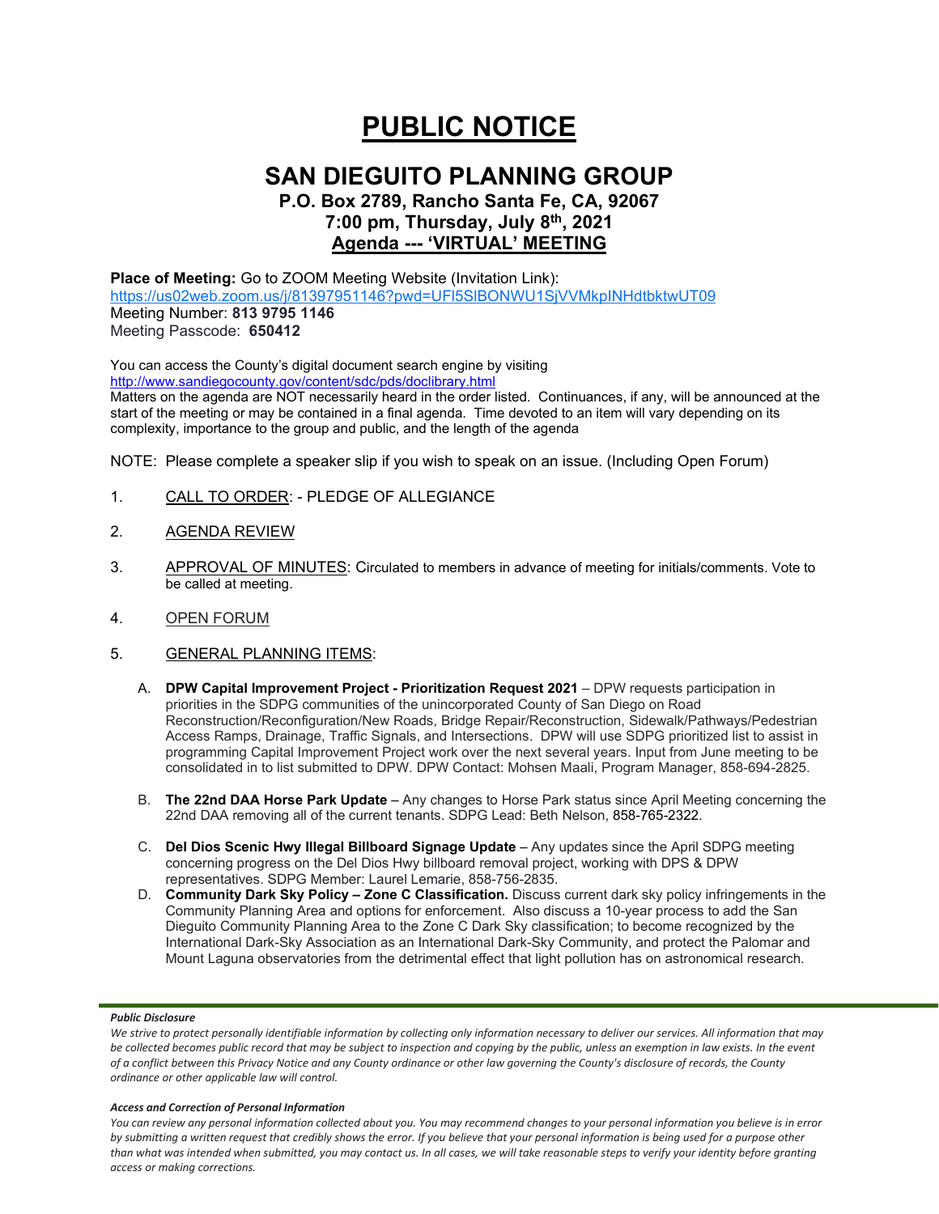# PUBLIC NOTICE

## SAN DIEGUITO PLANNING GROUP

### P.O. Box 2789, Rancho Santa Fe, CA, 92067
### 7:00 pm, Thursday, July 8th, 2021
### Agenda --- 'VIRTUAL' MEETING

**Place of Meeting:** Go to ZOOM Meeting Website (Invitation Link):
https://us02web.zoom.us/j/81397951146?pwd=UFl5SlBONWU1SjVVMkpINHdtbktwUT09
Meeting Number: **813 9795 1146**
Meeting Passcode: **650412**

You can access the County's digital document search engine by visiting
http://www.sandiegocounty.gov/content/sdc/pds/doclibrary.html
Matters on the agenda are NOT necessarily heard in the order listed. Continuances, if any, will be announced at the start of the meeting or may be contained in a final agenda. Time devoted to an item will vary depending on its complexity, importance to the group and public, and the length of the agenda

NOTE: Please complete a speaker slip if you wish to speak on an issue. (Including Open Forum)

1. CALL TO ORDER: - PLEDGE OF ALLEGIANCE

2. AGENDA REVIEW

3. APPROVAL OF MINUTES: Circulated to members in advance of meeting for initials/comments. Vote to be called at meeting.

4. OPEN FORUM

5. GENERAL PLANNING ITEMS:

   A. **DPW Capital Improvement Project - Prioritization Request 2021** – DPW requests participation in priorities in the SDPG communities of the unincorporated County of San Diego on Road Reconstruction/Reconfiguration/New Roads, Bridge Repair/Reconstruction, Sidewalk/Pathways/Pedestrian Access Ramps, Drainage, Traffic Signals, and Intersections. DPW will use SDPG prioritized list to assist in programming Capital Improvement Project work over the next several years. Input from June meeting to be consolidated in to list submitted to DPW. DPW Contact: Mohsen Maali, Program Manager, 858-694-2825.

   B. **The 22nd DAA Horse Park Update** – Any changes to Horse Park status since April Meeting concerning the 22nd DAA removing all of the current tenants. SDPG Lead: Beth Nelson, 858-765-2322.

   C. **Del Dios Scenic Hwy Illegal Billboard Signage Update** – Any updates since the April SDPG meeting concerning progress on the Del Dios Hwy billboard removal project, working with DPS & DPW representatives. SDPG Member: Laurel Lemarie, 858-756-2835.

   D. **Community Dark Sky Policy – Zone C Classification.** Discuss current dark sky policy infringements in the Community Planning Area and options for enforcement. Also discuss a 10-year process to add the San Dieguito Community Planning Area to the Zone C Dark Sky classification; to become recognized by the International Dark-Sky Association as an International Dark-Sky Community, and protect the Palomar and Mount Laguna observatories from the detrimental effect that light pollution has on astronomical research.

***Public Disclosure***

*We strive to protect personally identifiable information by collecting only information necessary to deliver our services. All information that may be collected becomes public record that may be subject to inspection and copying by the public, unless an exemption in law exists. In the event of a conflict between this Privacy Notice and any County ordinance or other law governing the County's disclosure of records, the County ordinance or other applicable law will control.*

***Access and Correction of Personal Information***

*You can review any personal information collected about you. You may recommend changes to your personal information you believe is in error by submitting a written request that credibly shows the error. If you believe that your personal information is being used for a purpose other than what was intended when submitted, you may contact us. In all cases, we will take reasonable steps to verify your identity before granting access or making corrections.*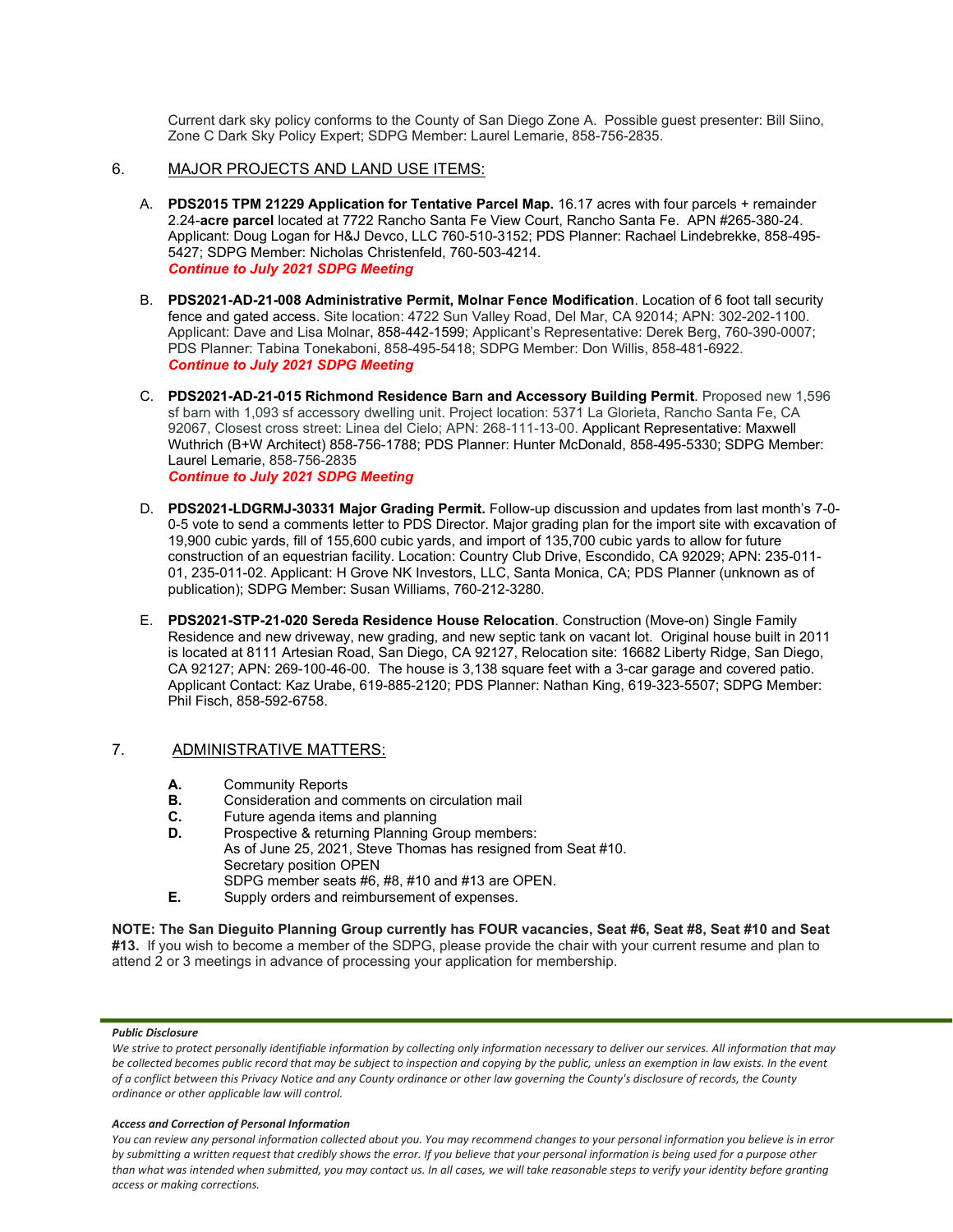Current dark sky policy conforms to the County of San Diego Zone A. Possible guest presenter: Bill Siino, Zone C Dark Sky Policy Expert; SDPG Member: Laurel Lemarie, 858-756-2835.

## 6. MAJOR PROJECTS AND LAND USE ITEMS:

A. **PDS2015 TPM 21229 Application for Tentative Parcel Map.** 16.17 acres with four parcels + remainder 2.24-**acre parcel** located at 7722 Rancho Santa Fe View Court, Rancho Santa Fe. APN #265-380-24. Applicant: Doug Logan for H&J Devco, LLC 760-510-3152; PDS Planner: Rachael Lindebrekke, 858-495-5427; SDPG Member: Nicholas Christenfeld, 760-503-4214.
***Continue to July 2021 SDPG Meeting***

B. **PDS2021-AD-21-008 Administrative Permit, Molnar Fence Modification**. Location of 6 foot tall security fence and gated access. Site location: 4722 Sun Valley Road, Del Mar, CA 92014; APN: 302-202-1100. Applicant: Dave and Lisa Molnar, 858-442-1599; Applicant's Representative: Derek Berg, 760-390-0007; PDS Planner: Tabina Tonekaboni, 858-495-5418; SDPG Member: Don Willis, 858-481-6922.
***Continue to July 2021 SDPG Meeting***

C. **PDS2021-AD-21-015 Richmond Residence Barn and Accessory Building Permit**. Proposed new 1,596 sf barn with 1,093 sf accessory dwelling unit. Project location: 5371 La Glorieta, Rancho Santa Fe, CA 92067, Closest cross street: Linea del Cielo; APN: 268-111-13-00. Applicant Representative: Maxwell Wuthrich (B+W Architect) 858-756-1788; PDS Planner: Hunter McDonald, 858-495-5330; SDPG Member: Laurel Lemarie, 858-756-2835
***Continue to July 2021 SDPG Meeting***

D. **PDS2021-LDGRMJ-30331 Major Grading Permit.** Follow-up discussion and updates from last month's 7-0-0-5 vote to send a comments letter to PDS Director. Major grading plan for the import site with excavation of 19,900 cubic yards, fill of 155,600 cubic yards, and import of 135,700 cubic yards to allow for future construction of an equestrian facility. Location: Country Club Drive, Escondido, CA 92029; APN: 235-011-01, 235-011-02. Applicant: H Grove NK Investors, LLC, Santa Monica, CA; PDS Planner (unknown as of publication); SDPG Member: Susan Williams, 760-212-3280.

E. **PDS2021-STP-21-020 Sereda Residence House Relocation**. Construction (Move-on) Single Family Residence and new driveway, new grading, and new septic tank on vacant lot. Original house built in 2011 is located at 8111 Artesian Road, San Diego, CA 92127, Relocation site: 16682 Liberty Ridge, San Diego, CA 92127; APN: 269-100-46-00. The house is 3,138 square feet with a 3-car garage and covered patio. Applicant Contact: Kaz Urabe, 619-885-2120; PDS Planner: Nathan King, 619-323-5507; SDPG Member: Phil Fisch, 858-592-6758.

## 7. ADMINISTRATIVE MATTERS:

**A.** Community Reports
**B.** Consideration and comments on circulation mail
**C.** Future agenda items and planning
**D.** Prospective & returning Planning Group members:
As of June 25, 2021, Steve Thomas has resigned from Seat #10.
Secretary position OPEN
SDPG member seats #6, #8, #10 and #13 are OPEN.
**E.** Supply orders and reimbursement of expenses.

**NOTE: The San Dieguito Planning Group currently has FOUR vacancies, Seat #6, Seat #8, Seat #10 and Seat #13.** If you wish to become a member of the SDPG, please provide the chair with your current resume and plan to attend 2 or 3 meetings in advance of processing your application for membership.

***Public Disclosure***

*We strive to protect personally identifiable information by collecting only information necessary to deliver our services. All information that may be collected becomes public record that may be subject to inspection and copying by the public, unless an exemption in law exists. In the event of a conflict between this Privacy Notice and any County ordinance or other law governing the County's disclosure of records, the County ordinance or other applicable law will control.*

***Access and Correction of Personal Information***

*You can review any personal information collected about you. You may recommend changes to your personal information you believe is in error by submitting a written request that credibly shows the error. If you believe that your personal information is being used for a purpose other than what was intended when submitted, you may contact us. In all cases, we will take reasonable steps to verify your identity before granting access or making corrections.*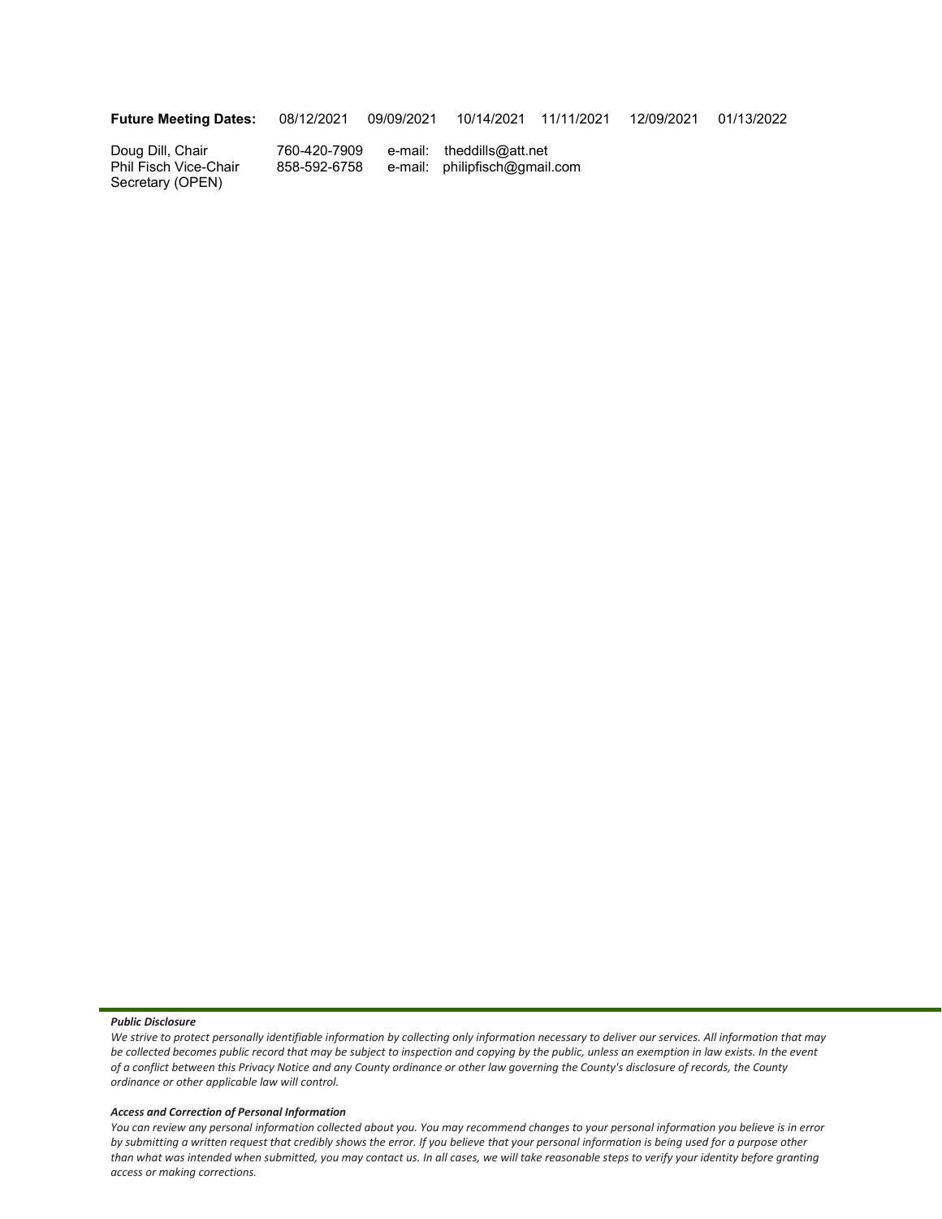**Future Meeting Dates:** 08/12/2021 09/09/2021 10/14/2021 11/11/2021 12/09/2021 01/13/2022

| | | |
|---|---|---|
| Doug Dill, Chair | 760-420-7909 | e-mail: theddills@att.net |
| Phil Fisch Vice-Chair | 858-592-6758 | e-mail: philipfisch@gmail.com |
| Secretary (OPEN) | | |

***Public Disclosure***

*We strive to protect personally identifiable information by collecting only information necessary to deliver our services. All information that may be collected becomes public record that may be subject to inspection and copying by the public, unless an exemption in law exists. In the event of a conflict between this Privacy Notice and any County ordinance or other law governing the County's disclosure of records, the County ordinance or other applicable law will control.*

***Access and Correction of Personal Information***

*You can review any personal information collected about you. You may recommend changes to your personal information you believe is in error by submitting a written request that credibly shows the error. If you believe that your personal information is being used for a purpose other than what was intended when submitted, you may contact us. In all cases, we will take reasonable steps to verify your identity before granting access or making corrections.*